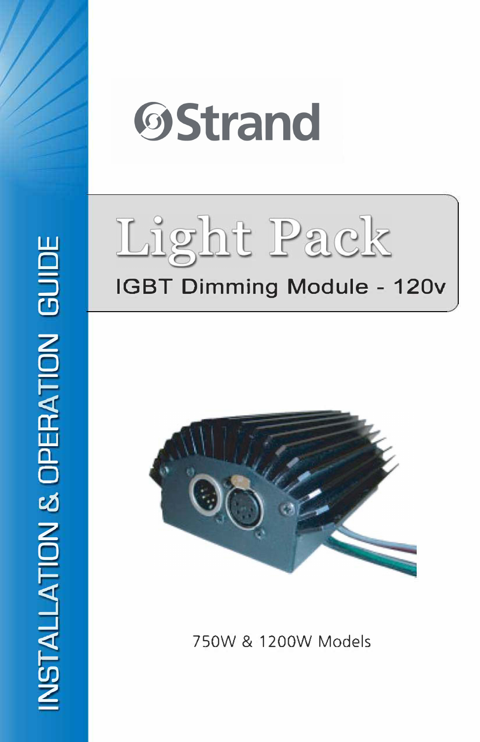# Strand

# Light Pack

## IGBT Dimming Module - 120v

750W & 1200W Models

INSTALLATION & OPERATION GUIDE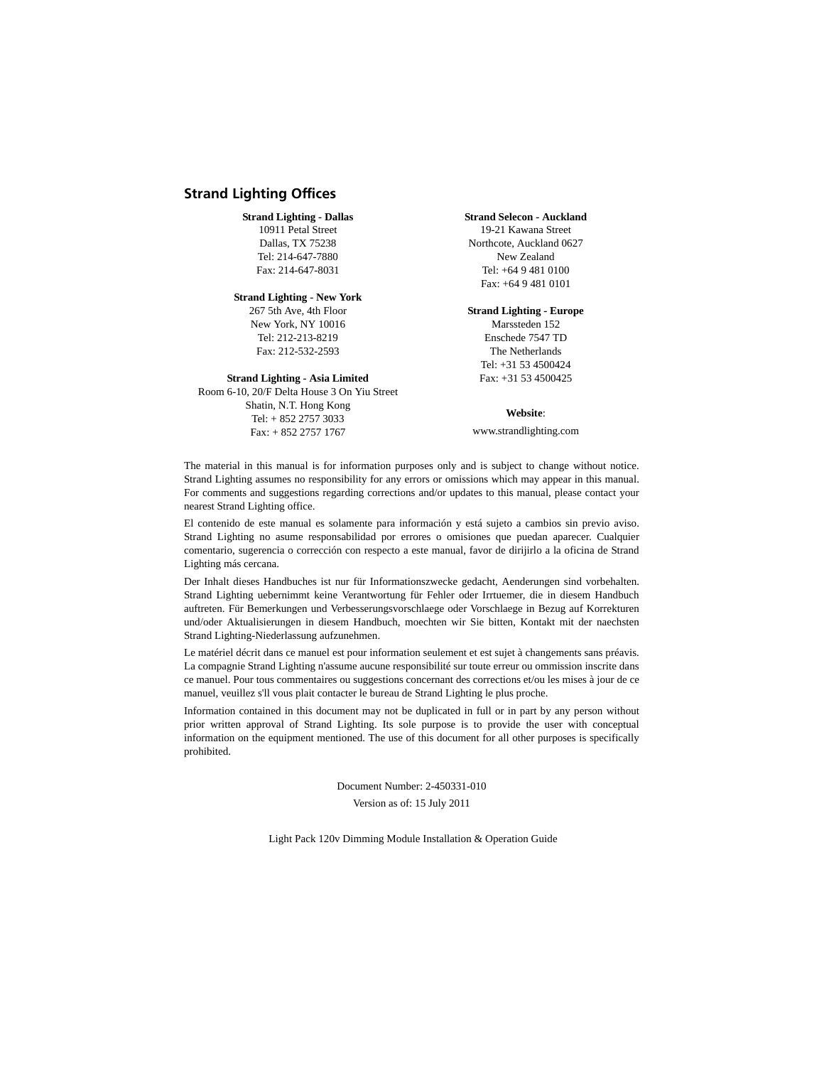## Strand Lighting Offices

**Strand Lighting - Dallas**
10911 Petal Street
Dallas, TX 75238
Tel: 214-647-7880
Fax: 214-647-8031

**Strand Lighting - New York**
267 5th Ave, 4th Floor
New York, NY 10016
Tel: 212-213-8219
Fax: 212-532-2593

**Strand Lighting - Asia Limited**
Room 6-10, 20/F Delta House 3 On Yiu Street
Shatin, N.T. Hong Kong
Tel: + 852 2757 3033
Fax: + 852 2757 1767

**Strand Selecon - Auckland**
19-21 Kawana Street
Northcote, Auckland 0627
New Zealand
Tel: +64 9 481 0100
Fax: +64 9 481 0101

**Strand Lighting - Europe**
Marssteden 152
Enschede 7547 TD
The Netherlands
Tel: +31 53 4500424
Fax: +31 53 4500425

**Website**:
www.strandlighting.com

The material in this manual is for information purposes only and is subject to change without notice. Strand Lighting assumes no responsibility for any errors or omissions which may appear in this manual. For comments and suggestions regarding corrections and/or updates to this manual, please contact your nearest Strand Lighting office.

El contenido de este manual es solamente para información y está sujeto a cambios sin previo aviso. Strand Lighting no asume responsabilidad por errores o omisiones que puedan aparecer. Cualquier comentario, sugerencia o corrección con respecto a este manual, favor de dirijirlo a la oficina de Strand Lighting más cercana.

Der Inhalt dieses Handbuches ist nur für Informationszwecke gedacht, Aenderungen sind vorbehalten. Strand Lighting uebernimmt keine Verantwortung für Fehler oder Irrtuemer, die in diesem Handbuch auftreten. Für Bemerkungen und Verbesserungsvorschlaege oder Vorschlaege in Bezug auf Korrekturen und/oder Aktualisierungen in diesem Handbuch, moechten wir Sie bitten, Kontakt mit der naechsten Strand Lighting-Niederlassung aufzunehmen.

Le matériel décrit dans ce manuel est pour information seulement et est sujet à changements sans préavis. La compagnie Strand Lighting n'assume aucune responsibilité sur toute erreur ou ommission inscrite dans ce manuel. Pour tous commentaires ou suggestions concernant des corrections et/ou les mises à jour de ce manuel, veuillez s'll vous plait contacter le bureau de Strand Lighting le plus proche.

Information contained in this document may not be duplicated in full or in part by any person without prior written approval of Strand Lighting. Its sole purpose is to provide the user with conceptual information on the equipment mentioned. The use of this document for all other purposes is specifically prohibited.

Document Number: 2-450331-010

Version as of: 15 July 2011

Light Pack 120v Dimming Module Installation & Operation Guide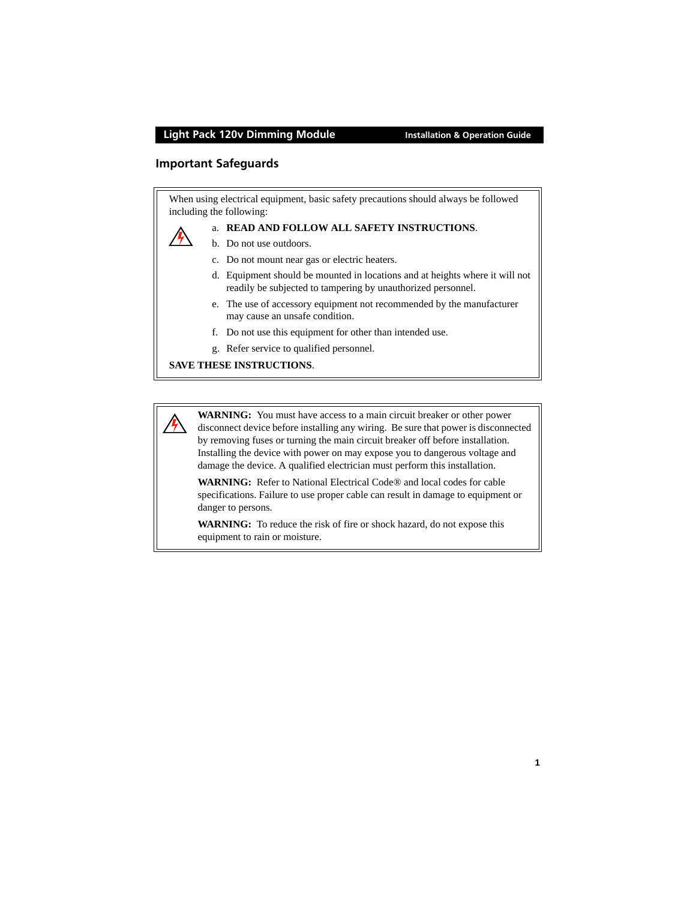## Important Safeguards

When using electrical equipment, basic safety precautions should always be followed including the following:

a. **READ AND FOLLOW ALL SAFETY INSTRUCTIONS**.
b. Do not use outdoors.
c. Do not mount near gas or electric heaters.
d. Equipment should be mounted in locations and at heights where it will not readily be subjected to tampering by unauthorized personnel.
e. The use of accessory equipment not recommended by the manufacturer may cause an unsafe condition.
f. Do not use this equipment for other than intended use.
g. Refer service to qualified personnel.

**SAVE THESE INSTRUCTIONS**.

**WARNING:** You must have access to a main circuit breaker or other power disconnect device before installing any wiring. Be sure that power is disconnected by removing fuses or turning the main circuit breaker off before installation. Installing the device with power on may expose you to dangerous voltage and damage the device. A qualified electrician must perform this installation.

**WARNING:** Refer to National Electrical Code® and local codes for cable specifications. Failure to use proper cable can result in damage to equipment or danger to persons.

**WARNING:** To reduce the risk of fire or shock hazard, do not expose this equipment to rain or moisture.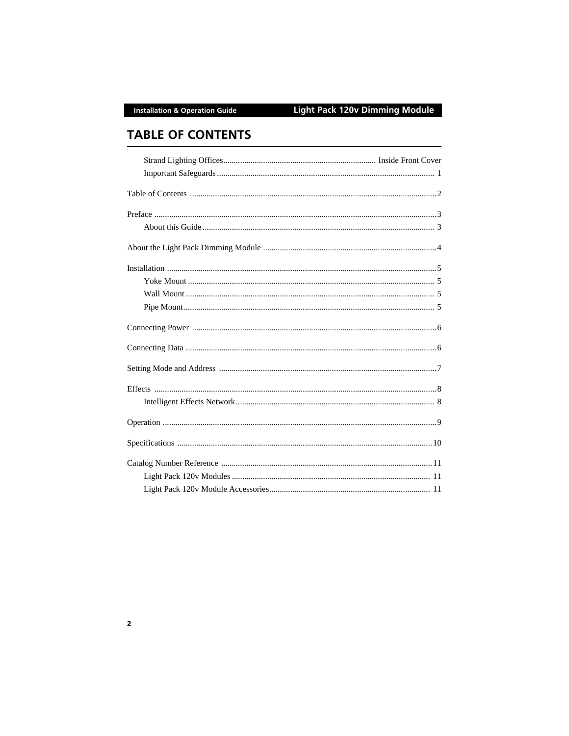# TABLE OF CONTENTS

- Strand Lighting Offices ........ Inside Front Cover
- Important Safeguards ........ 1

Table of Contents ........ 2

Preface ........ 3

- About this Guide ........ 3

About the Light Pack Dimming Module ........ 4

Installation ........ 5

- Yoke Mount ........ 5
- Wall Mount ........ 5
- Pipe Mount ........ 5

Connecting Power ........ 6

Connecting Data ........ 6

Setting Mode and Address ........ 7

Effects ........ 8

- Intelligent Effects Network ........ 8

Operation ........ 9

Specifications ........ 10

Catalog Number Reference ........ 11

- Light Pack 120v Modules ........ 11
- Light Pack 120v Module Accessories ........ 11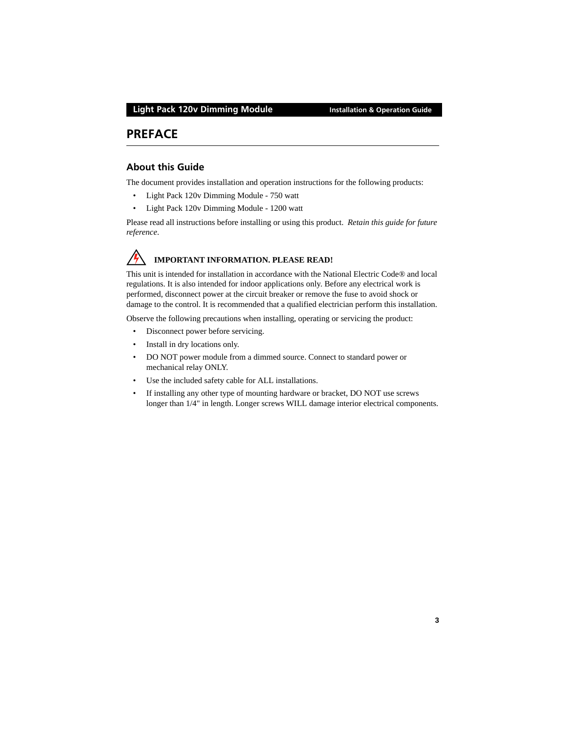# PREFACE

## About this Guide

The document provides installation and operation instructions for the following products:

- Light Pack 120v Dimming Module - 750 watt
- Light Pack 120v Dimming Module - 1200 watt

Please read all instructions before installing or using this product. *Retain this guide for future reference*.

**IMPORTANT INFORMATION. PLEASE READ!**

This unit is intended for installation in accordance with the National Electric Code® and local regulations. It is also intended for indoor applications only. Before any electrical work is performed, disconnect power at the circuit breaker or remove the fuse to avoid shock or damage to the control. It is recommended that a qualified electrician perform this installation.

Observe the following precautions when installing, operating or servicing the product:

- Disconnect power before servicing.
- Install in dry locations only.
- DO NOT power module from a dimmed source. Connect to standard power or mechanical relay ONLY.
- Use the included safety cable for ALL installations.
- If installing any other type of mounting hardware or bracket, DO NOT use screws longer than 1/4" in length. Longer screws WILL damage interior electrical components.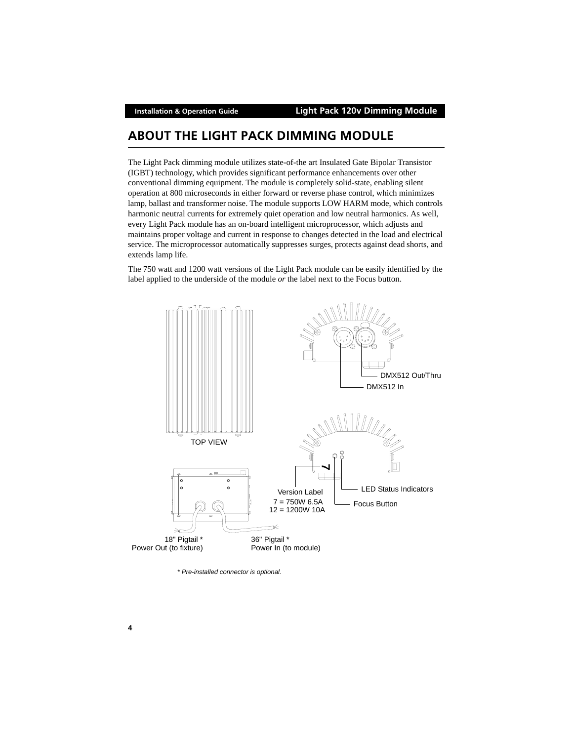# ABOUT THE LIGHT PACK DIMMING MODULE

The Light Pack dimming module utilizes state-of-the art Insulated Gate Bipolar Transistor (IGBT) technology, which provides significant performance enhancements over other conventional dimming equipment. The module is completely solid-state, enabling silent operation at 800 microseconds in either forward or reverse phase control, which minimizes lamp, ballast and transformer noise. The module supports LOW HARM mode, which controls harmonic neutral currents for extremely quiet operation and low neutral harmonics. As well, every Light Pack module has an on-board intelligent microprocessor, which adjusts and maintains proper voltage and current in response to changes detected in the load and electrical service. The microprocessor automatically suppresses surges, protects against dead shorts, and extends lamp life.

The 750 watt and 1200 watt versions of the Light Pack module can be easily identified by the label applied to the underside of the module *or* the label next to the Focus button.

TOP VIEW

DMX512 Out/Thru

DMX512 In

Version Label
7 = 750W 6.5A
12 = 1200W 10A

LED Status Indicators

Focus Button

18" Pigtail *
Power Out (to fixture)

36" Pigtail *
Power In (to module)

*\* Pre-installed connector is optional.*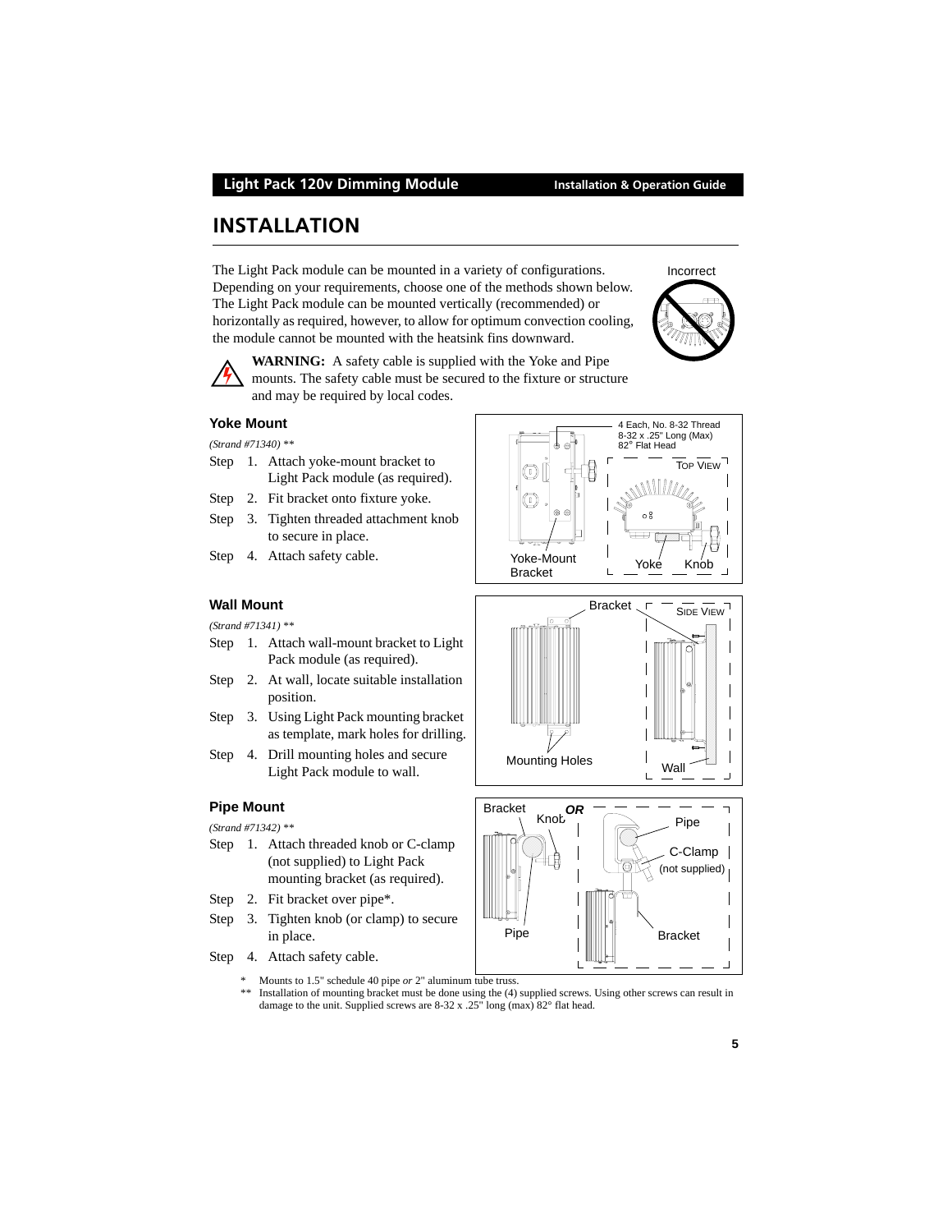# INSTALLATION

The Light Pack module can be mounted in a variety of configurations. Depending on your requirements, choose one of the methods shown below. The Light Pack module can be mounted vertically (recommended) or horizontally as required, however, to allow for optimum convection cooling, the module cannot be mounted with the heatsink fins downward.

**WARNING:** A safety cable is supplied with the Yoke and Pipe mounts. The safety cable must be secured to the fixture or structure and may be required by local codes.

### Yoke Mount

*(Strand #71340) \*\**

Step 1. Attach yoke-mount bracket to Light Pack module (as required).

Step 2. Fit bracket onto fixture yoke.

Step 3. Tighten threaded attachment knob to secure in place.

Step 4. Attach safety cable.

### Wall Mount

*(Strand #71341) \*\**

Step 1. Attach wall-mount bracket to Light Pack module (as required).

Step 2. At wall, locate suitable installation position.

Step 3. Using Light Pack mounting bracket as template, mark holes for drilling.

Step 4. Drill mounting holes and secure Light Pack module to wall.

### Pipe Mount

*(Strand #71342) \*\**

Step 1. Attach threaded knob or C-clamp (not supplied) to Light Pack mounting bracket (as required).

Step 2. Fit bracket over pipe*.

Step 3. Tighten knob (or clamp) to secure in place.

Step 4. Attach safety cable.

\* Mounts to 1.5" schedule 40 pipe *or* 2" aluminum tube truss.

\*\* Installation of mounting bracket must be done using the (4) supplied screws. Using other screws can result in damage to the unit. Supplied screws are 8-32 x .25" long (max) 82° flat head.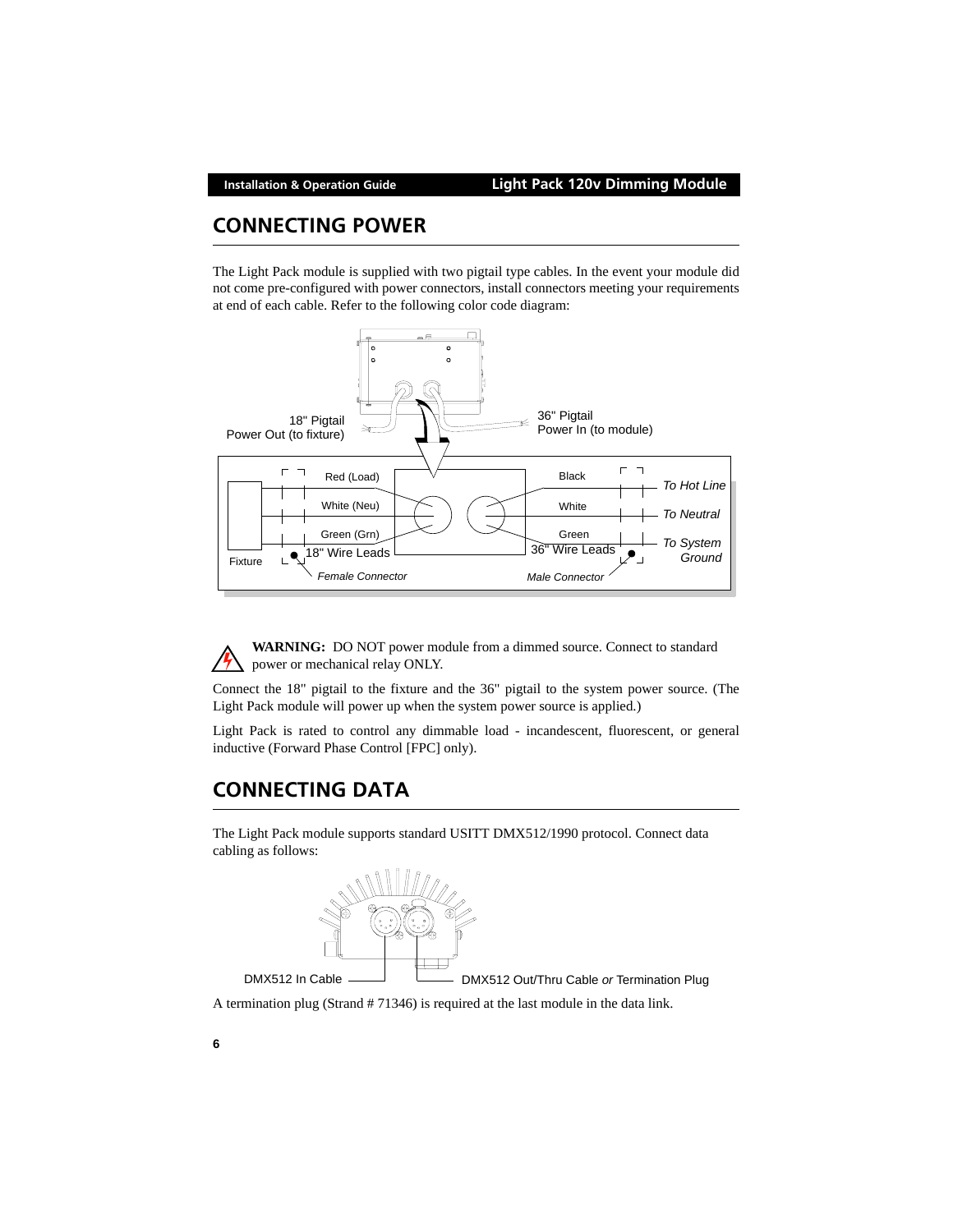## CONNECTING POWER

The Light Pack module is supplied with two pigtail type cables. In the event your module did not come pre-configured with power connectors, install connectors meeting your requirements at end of each cable. Refer to the following color code diagram:

18" Pigtail
Power Out (to fixture)

36" Pigtail
Power In (to module)

Fixture

Red (Load)

White (Neu)

Green (Grn)

18" Wire Leads

*Female Connector*

Black

White

Green

36" Wire Leads

*Male Connector*

*To Hot Line*

*To Neutral*

*To System Ground*

**WARNING:** DO NOT power module from a dimmed source. Connect to standard power or mechanical relay ONLY.

Connect the 18" pigtail to the fixture and the 36" pigtail to the system power source. (The Light Pack module will power up when the system power source is applied.)

Light Pack is rated to control any dimmable load - incandescent, fluorescent, or general inductive (Forward Phase Control [FPC] only).

## CONNECTING DATA

The Light Pack module supports standard USITT DMX512/1990 protocol. Connect data cabling as follows:

DMX512 In Cable

DMX512 Out/Thru Cable *or* Termination Plug

A termination plug (Strand # 71346) is required at the last module in the data link.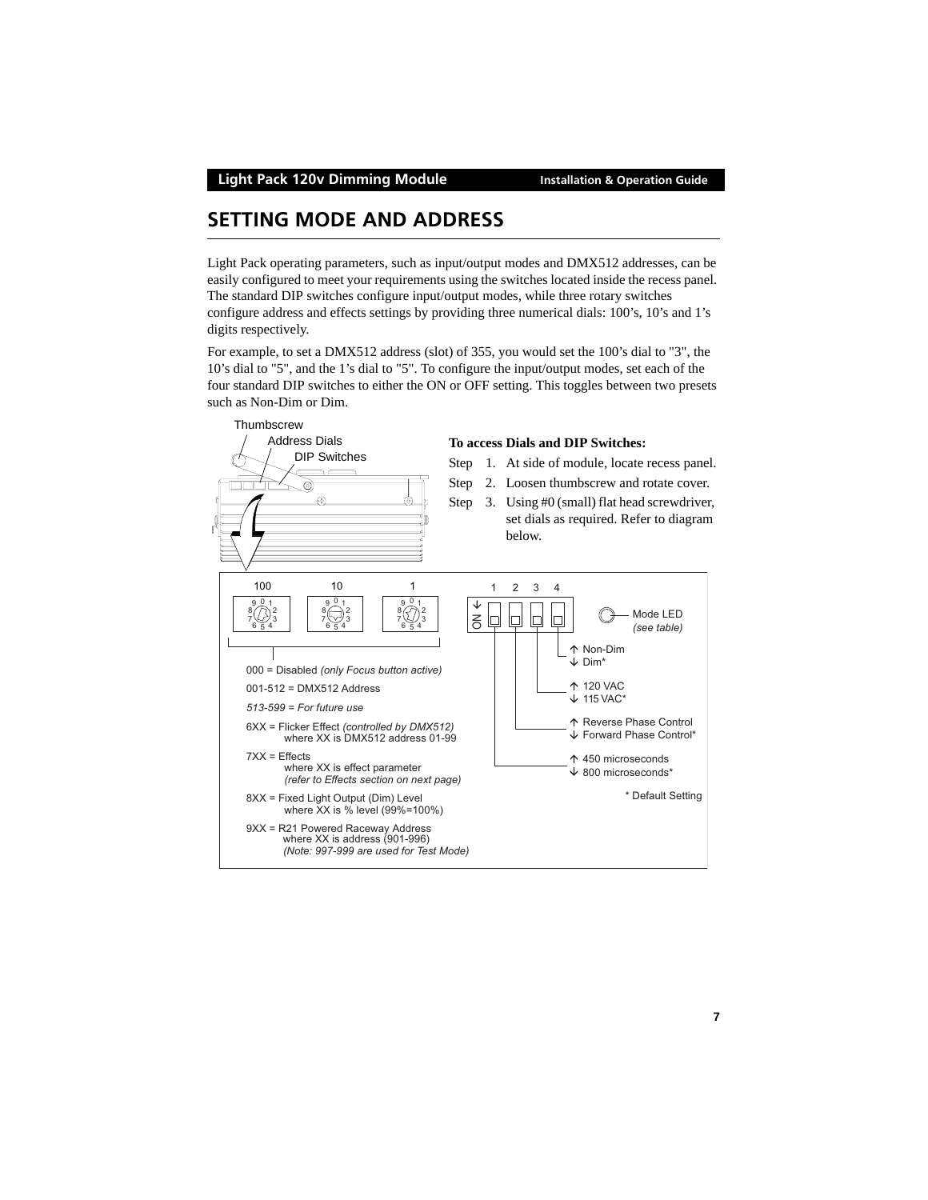# SETTING MODE AND ADDRESS

Light Pack operating parameters, such as input/output modes and DMX512 addresses, can be easily configured to meet your requirements using the switches located inside the recess panel. The standard DIP switches configure input/output modes, while three rotary switches configure address and effects settings by providing three numerical dials: 100's, 10's and 1's digits respectively.

For example, to set a DMX512 address (slot) of 355, you would set the 100's dial to "3", the 10's dial to "5", and the 1's dial to "5". To configure the input/output modes, set each of the four standard DIP switches to either the ON or OFF setting. This toggles between two presets such as Non-Dim or Dim.

Thumbscrew
Address Dials
DIP Switches

**To access Dials and DIP Switches:**

Step 1. At side of module, locate recess panel.

Step 2. Loosen thumbscrew and rotate cover.

Step 3. Using #0 (small) flat head screwdriver, set dials as required. Refer to diagram below.

100 10 1

- 000 = Disabled *(only Focus button active)*
- 001-512 = DMX512 Address
- *513-599 = For future use*
- 6XX = Flicker Effect *(controlled by DMX512)* where XX is DMX512 address 01-99
- 7XX = Effects where XX is effect parameter *(refer to Effects section on next page)*
- 8XX = Fixed Light Output (Dim) Level where XX is % level (99%=100%)
- 9XX = R21 Powered Raceway Address where XX is address (901-996) *(Note: 997-999 are used for Test Mode)*

DIP switches 1 2 3 4 (ON)

Mode LED *(see table)*

- Switch 4: ↑ Non-Dim / ↓ Dim*
- Switch 3: ↑ 120 VAC / ↓ 115 VAC*
- Switch 2: ↑ Reverse Phase Control / ↓ Forward Phase Control*
- Switch 1: ↑ 450 microseconds / ↓ 800 microseconds*

\* Default Setting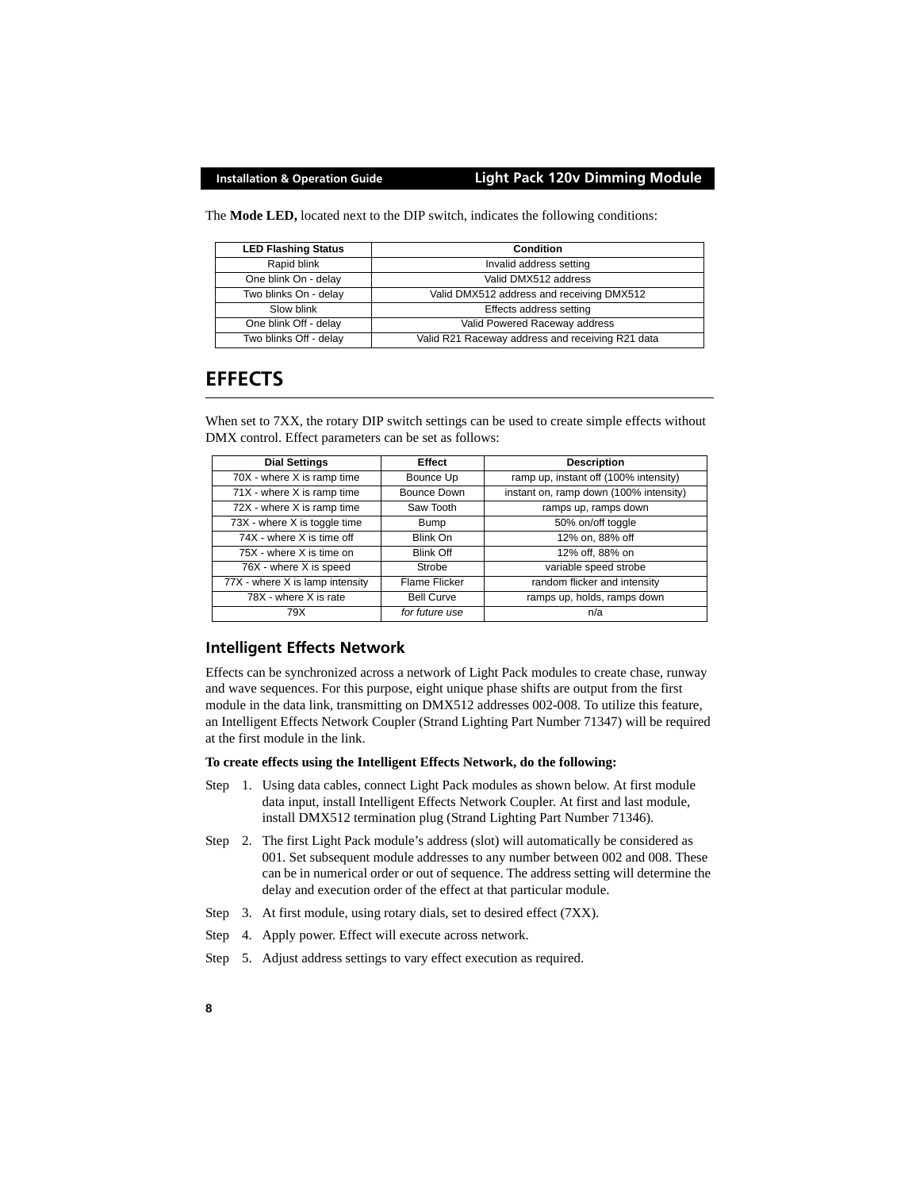The **Mode LED,** located next to the DIP switch, indicates the following conditions:

| LED Flashing Status | Condition |
|---|---|
| Rapid blink | Invalid address setting |
| One blink On - delay | Valid DMX512 address |
| Two blinks On - delay | Valid DMX512 address and receiving DMX512 |
| Slow blink | Effects address setting |
| One blink Off - delay | Valid Powered Raceway address |
| Two blinks Off - delay | Valid R21 Raceway address and receiving R21 data |

# EFFECTS

When set to 7XX, the rotary DIP switch settings can be used to create simple effects without DMX control. Effect parameters can be set as follows:

| Dial Settings | Effect | Description |
|---|---|---|
| 70X - where X is ramp time | Bounce Up | ramp up, instant off (100% intensity) |
| 71X - where X is ramp time | Bounce Down | instant on, ramp down (100% intensity) |
| 72X - where X is ramp time | Saw Tooth | ramps up, ramps down |
| 73X - where X is toggle time | Bump | 50% on/off toggle |
| 74X - where X is time off | Blink On | 12% on, 88% off |
| 75X - where X is time on | Blink Off | 12% off, 88% on |
| 76X - where X is speed | Strobe | variable speed strobe |
| 77X - where X is lamp intensity | Flame Flicker | random flicker and intensity |
| 78X - where X is rate | Bell Curve | ramps up, holds, ramps down |
| 79X | *for future use* | n/a |

## Intelligent Effects Network

Effects can be synchronized across a network of Light Pack modules to create chase, runway and wave sequences. For this purpose, eight unique phase shifts are output from the first module in the data link, transmitting on DMX512 addresses 002-008. To utilize this feature, an Intelligent Effects Network Coupler (Strand Lighting Part Number 71347) will be required at the first module in the link.

**To create effects using the Intelligent Effects Network, do the following:**

Step 1. Using data cables, connect Light Pack modules as shown below. At first module data input, install Intelligent Effects Network Coupler. At first and last module, install DMX512 termination plug (Strand Lighting Part Number 71346).

Step 2. The first Light Pack module's address (slot) will automatically be considered as 001. Set subsequent module addresses to any number between 002 and 008. These can be in numerical order or out of sequence. The address setting will determine the delay and execution order of the effect at that particular module.

Step 3. At first module, using rotary dials, set to desired effect (7XX).

Step 4. Apply power. Effect will execute across network.

Step 5. Adjust address settings to vary effect execution as required.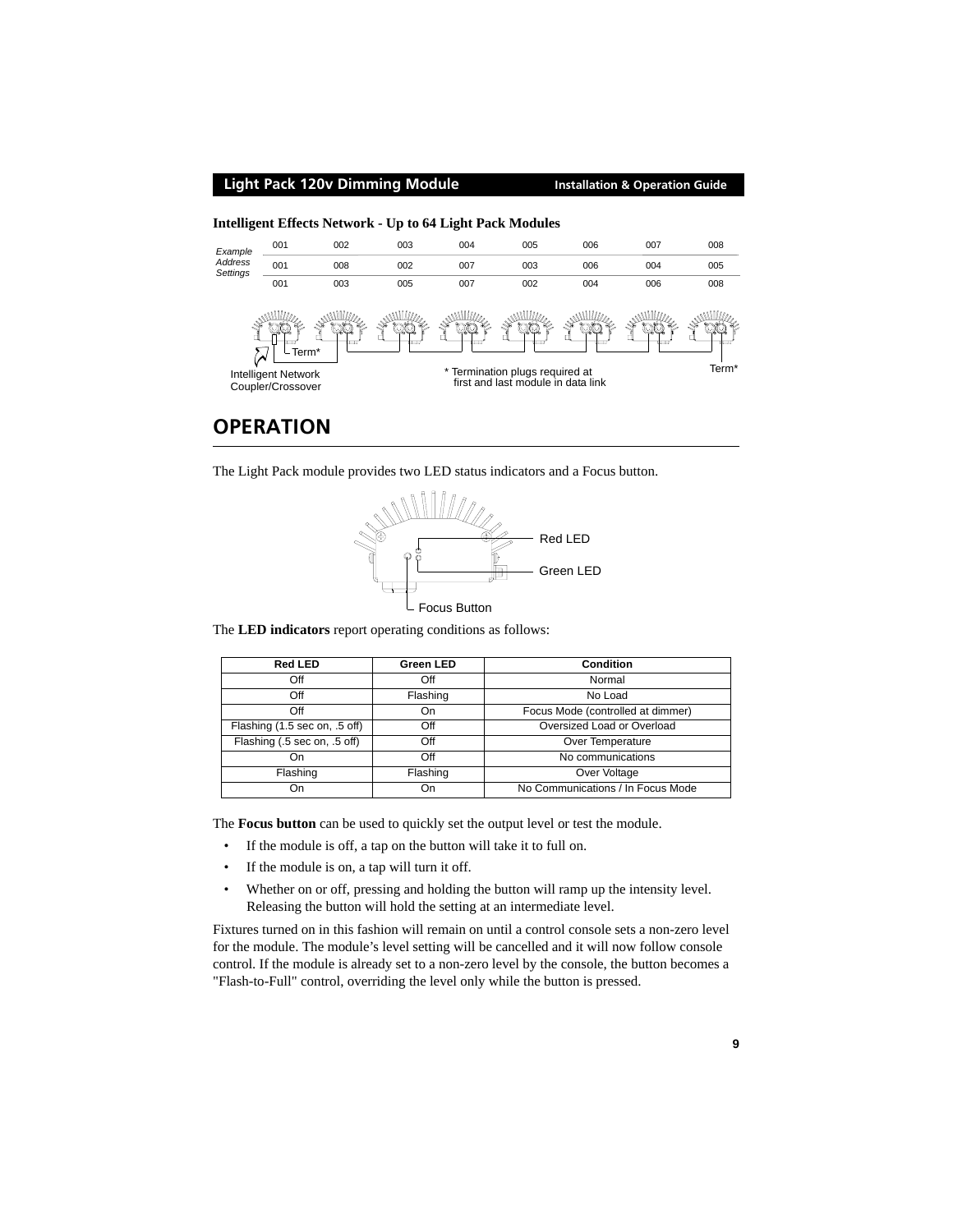**Intelligent Effects Network - Up to 64 Light Pack Modules**

| *Example Address Settings* | | | | | | | | |
|---|---|---|---|---|---|---|---|---|
| | 001 | 002 | 003 | 004 | 005 | 006 | 007 | 008 |
| | 001 | 008 | 002 | 007 | 003 | 006 | 004 | 005 |
| | 001 | 003 | 005 | 007 | 002 | 004 | 006 | 008 |

Term*

Intelligent Network Coupler/Crossover

* Termination plugs required at first and last module in data link

Term*

## OPERATION

The Light Pack module provides two LED status indicators and a Focus button.

Red LED

Green LED

Focus Button

The **LED indicators** report operating conditions as follows:

| Red LED | Green LED | Condition |
|---|---|---|
| Off | Off | Normal |
| Off | Flashing | No Load |
| Off | On | Focus Mode (controlled at dimmer) |
| Flashing (1.5 sec on, .5 off) | Off | Oversized Load or Overload |
| Flashing (.5 sec on, .5 off) | Off | Over Temperature |
| On | Off | No communications |
| Flashing | Flashing | Over Voltage |
| On | On | No Communications / In Focus Mode |

The **Focus button** can be used to quickly set the output level or test the module.

- If the module is off, a tap on the button will take it to full on.
- If the module is on, a tap will turn it off.
- Whether on or off, pressing and holding the button will ramp up the intensity level. Releasing the button will hold the setting at an intermediate level.

Fixtures turned on in this fashion will remain on until a control console sets a non-zero level for the module. The module's level setting will be cancelled and it will now follow console control. If the module is already set to a non-zero level by the console, the button becomes a "Flash-to-Full" control, overriding the level only while the button is pressed.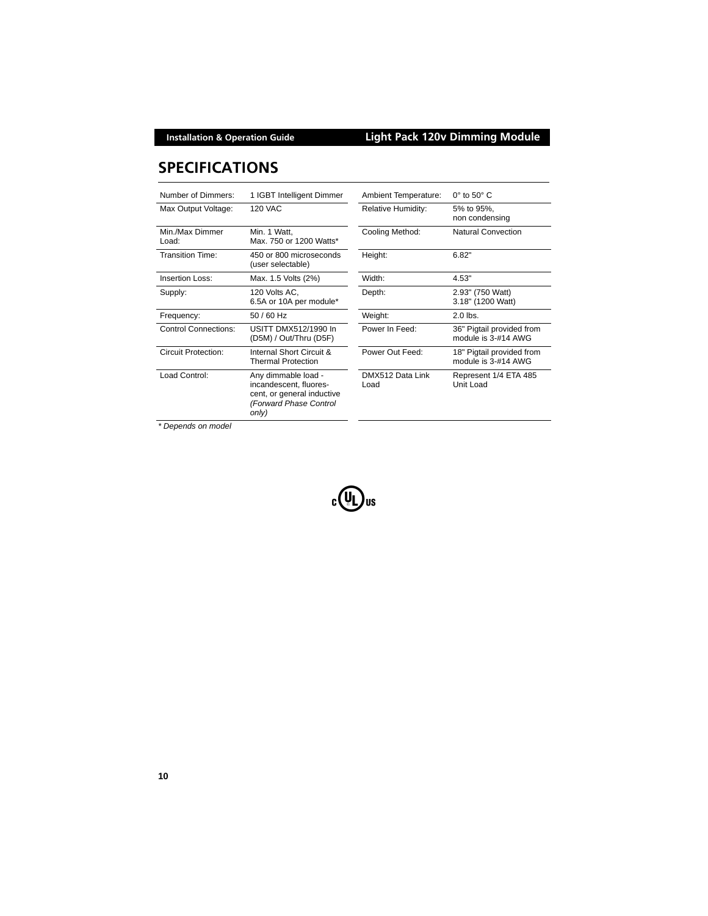## SPECIFICATIONS

| | | | |
|---|---|---|---|
| Number of Dimmers: | 1 IGBT Intelligent Dimmer | Ambient Temperature: | 0° to 50° C |
| Max Output Voltage: | 120 VAC | Relative Humidity: | 5% to 95%, non condensing |
| Min./Max Dimmer Load: | Min. 1 Watt, Max. 750 or 1200 Watts* | Cooling Method: | Natural Convection |
| Transition Time: | 450 or 800 microseconds (user selectable) | Height: | 6.82" |
| Insertion Loss: | Max. 1.5 Volts (2%) | Width: | 4.53" |
| Supply: | 120 Volts AC, 6.5A or 10A per module* | Depth: | 2.93" (750 Watt) 3.18" (1200 Watt) |
| Frequency: | 50 / 60 Hz | Weight: | 2.0 lbs. |
| Control Connections: | USITT DMX512/1990 In (D5M) / Out/Thru (D5F) | Power In Feed: | 36" Pigtail provided from module is 3-#14 AWG |
| Circuit Protection: | Internal Short Circuit & Thermal Protection | Power Out Feed: | 18" Pigtail provided from module is 3-#14 AWG |
| Load Control: | Any dimmable load - incandescent, fluorescent, or general inductive *(Forward Phase Control only)* | DMX512 Data Link Load | Represent 1/4 ETA 485 Unit Load |

*\* Depends on model*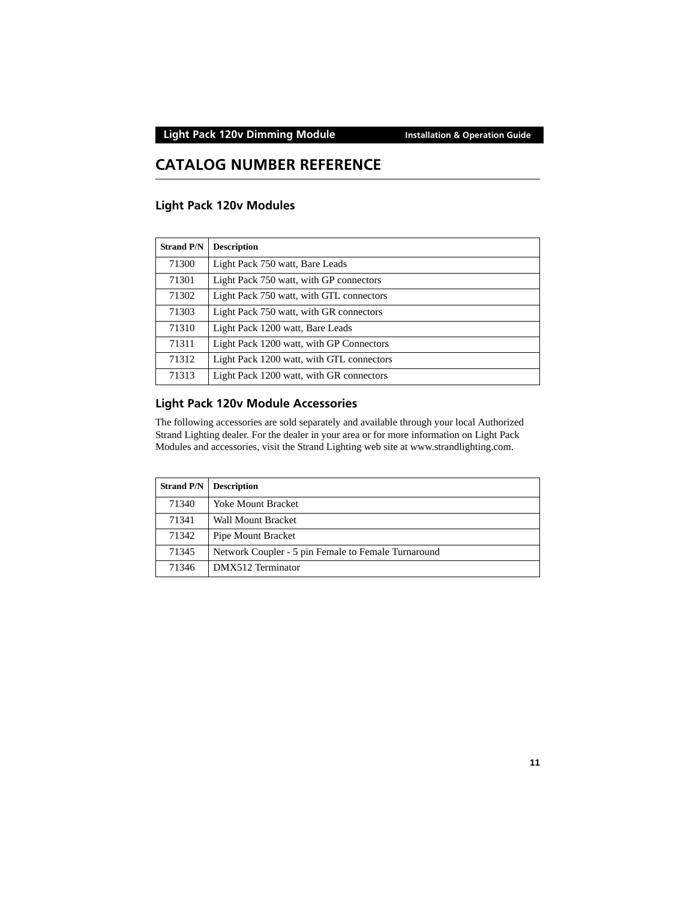# CATALOG NUMBER REFERENCE

## Light Pack 120v Modules

| Strand P/N | Description |
|---|---|
| 71300 | Light Pack 750 watt, Bare Leads |
| 71301 | Light Pack 750 watt, with GP connectors |
| 71302 | Light Pack 750 watt, with GTL connectors |
| 71303 | Light Pack 750 watt, with GR connectors |
| 71310 | Light Pack 1200 watt, Bare Leads |
| 71311 | Light Pack 1200 watt, with GP Connectors |
| 71312 | Light Pack 1200 watt, with GTL connectors |
| 71313 | Light Pack 1200 watt, with GR connectors |

## Light Pack 120v Module Accessories

The following accessories are sold separately and available through your local Authorized Strand Lighting dealer. For the dealer in your area or for more information on Light Pack Modules and accessories, visit the Strand Lighting web site at www.strandlighting.com.

| Strand P/N | Description |
|---|---|
| 71340 | Yoke Mount Bracket |
| 71341 | Wall Mount Bracket |
| 71342 | Pipe Mount Bracket |
| 71345 | Network Coupler - 5 pin Female to Female Turnaround |
| 71346 | DMX512 Terminator |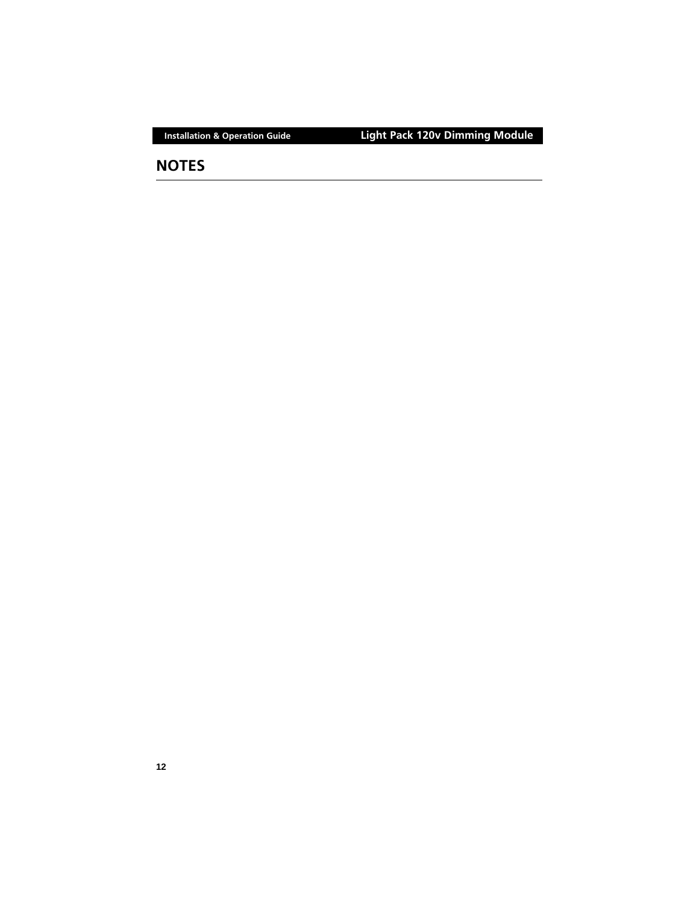## NOTES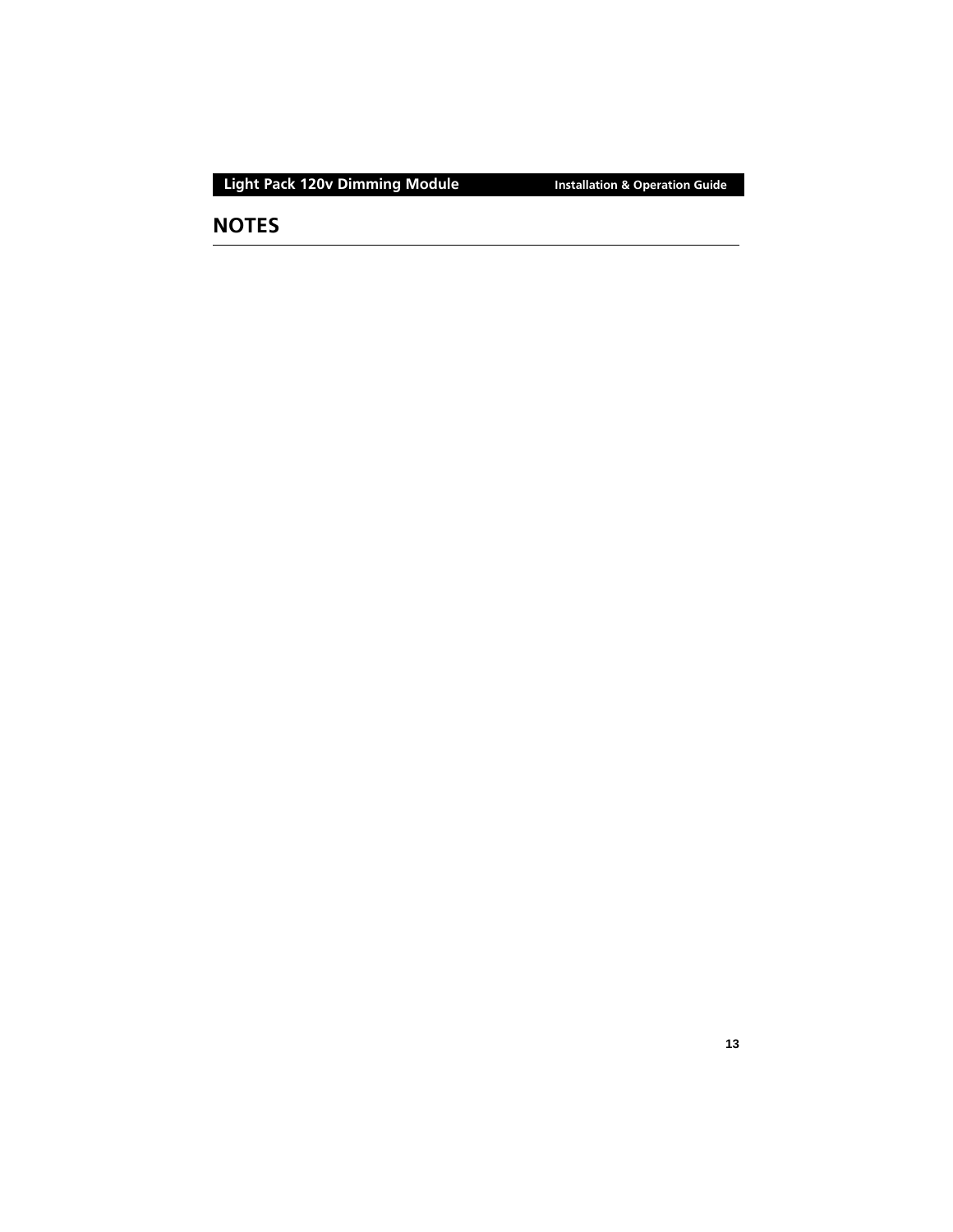# NOTES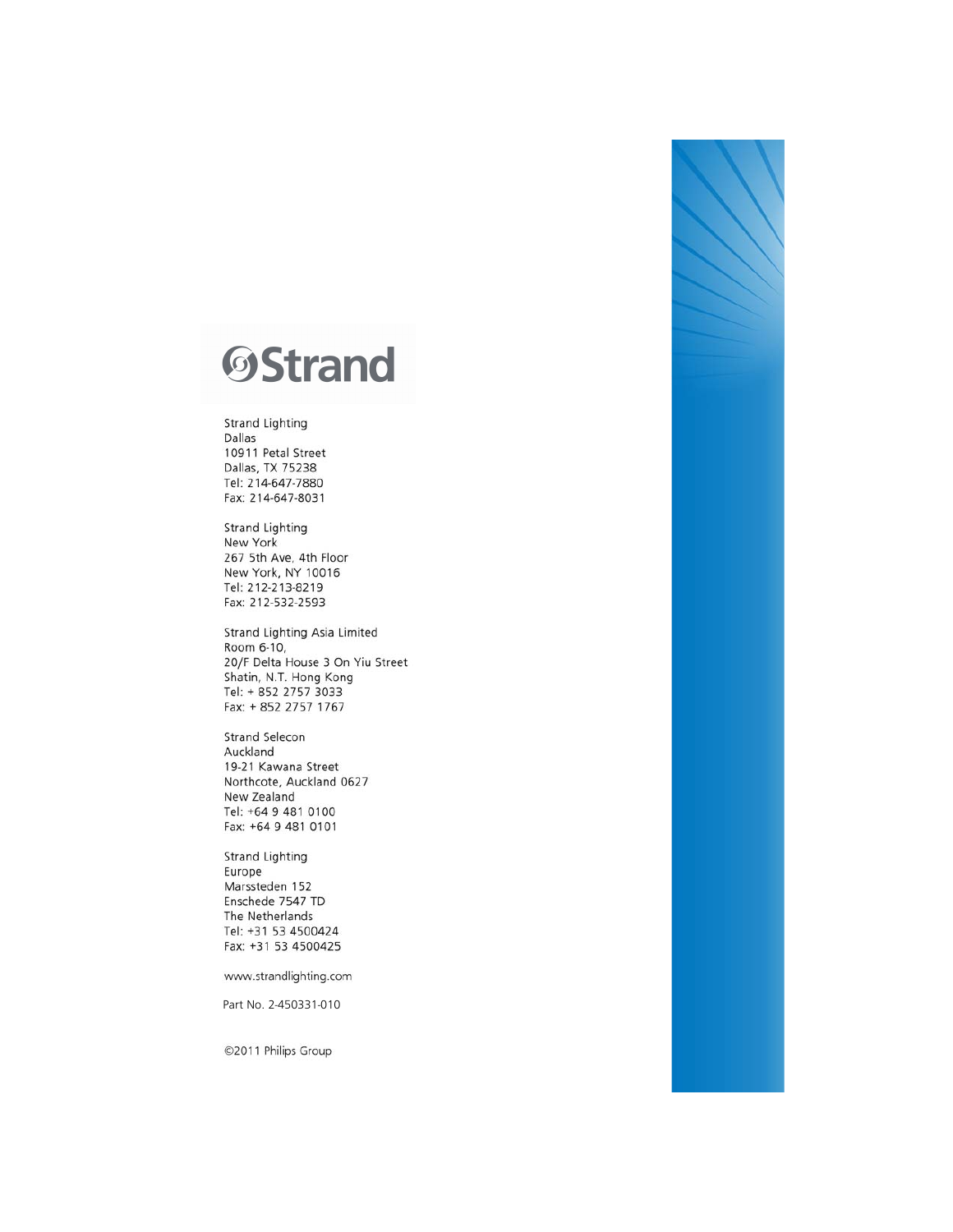Strand

Strand Lighting
Dallas
10911 Petal Street
Dallas, TX 75238
Tel: 214-647-7880
Fax: 214-647-8031

Strand Lighting
New York
267 5th Ave, 4th Floor
New York, NY 10016
Tel: 212-213-8219
Fax: 212-532-2593

Strand Lighting Asia Limited
Room 6-10,
20/F Delta House 3 On Yiu Street
Shatin, N.T. Hong Kong
Tel: + 852 2757 3033
Fax: + 852 2757 1767

Strand Selecon
Auckland
19-21 Kawana Street
Northcote, Auckland 0627
New Zealand
Tel: +64 9 481 0100
Fax: +64 9 481 0101

Strand Lighting
Europe
Marssteden 152
Enschede 7547 TD
The Netherlands
Tel: +31 53 4500424
Fax: +31 53 4500425

www.strandlighting.com

Part No. 2-450331-010

©2011 Philips Group